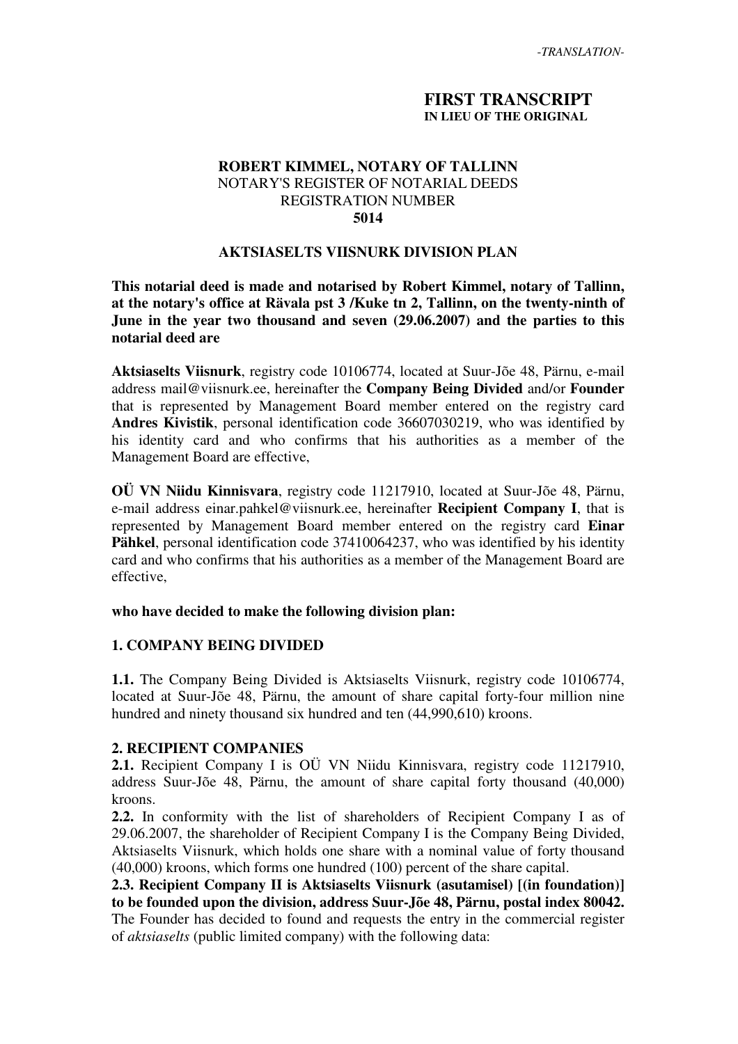*-TRANSLATION-*

**FIRST TRANSCRIPT**
**IN LIEU OF THE ORIGINAL**

**ROBERT KIMMEL, NOTARY OF TALLINN**
NOTARY'S REGISTER OF NOTARIAL DEEDS
REGISTRATION NUMBER
**5014**

**AKTSIASELTS VIISNURK DIVISION PLAN**

**This notarial deed is made and notarised by Robert Kimmel, notary of Tallinn, at the notary's office at Rävala pst 3 /Kuke tn 2, Tallinn, on the twenty-ninth of June in the year two thousand and seven (29.06.2007) and the parties to this notarial deed are**

**Aktsiaselts Viisnurk**, registry code 10106774, located at Suur-Jõe 48, Pärnu, e-mail address mail@viisnurk.ee, hereinafter the **Company Being Divided** and/or **Founder** that is represented by Management Board member entered on the registry card **Andres Kivistik**, personal identification code 36607030219, who was identified by his identity card and who confirms that his authorities as a member of the Management Board are effective,

**OÜ VN Niidu Kinnisvara**, registry code 11217910, located at Suur-Jõe 48, Pärnu, e-mail address einar.pahkel@viisnurk.ee, hereinafter **Recipient Company I**, that is represented by Management Board member entered on the registry card **Einar Pähkel**, personal identification code 37410064237, who was identified by his identity card and who confirms that his authorities as a member of the Management Board are effective,

**who have decided to make the following division plan:**

**1. COMPANY BEING DIVIDED**

**1.1.** The Company Being Divided is Aktsiaselts Viisnurk, registry code 10106774, located at Suur-Jõe 48, Pärnu, the amount of share capital forty-four million nine hundred and ninety thousand six hundred and ten (44,990,610) kroons.

**2. RECIPIENT COMPANIES**

**2.1.** Recipient Company I is OÜ VN Niidu Kinnisvara, registry code 11217910, address Suur-Jõe 48, Pärnu, the amount of share capital forty thousand (40,000) kroons.

**2.2.** In conformity with the list of shareholders of Recipient Company I as of 29.06.2007, the shareholder of Recipient Company I is the Company Being Divided, Aktsiaselts Viisnurk, which holds one share with a nominal value of forty thousand (40,000) kroons, which forms one hundred (100) percent of the share capital.

**2.3. Recipient Company II is Aktsiaselts Viisnurk (asutamisel) [(in foundation)] to be founded upon the division, address Suur-Jõe 48, Pärnu, postal index 80042.** The Founder has decided to found and requests the entry in the commercial register of *aktsiaselts* (public limited company) with the following data: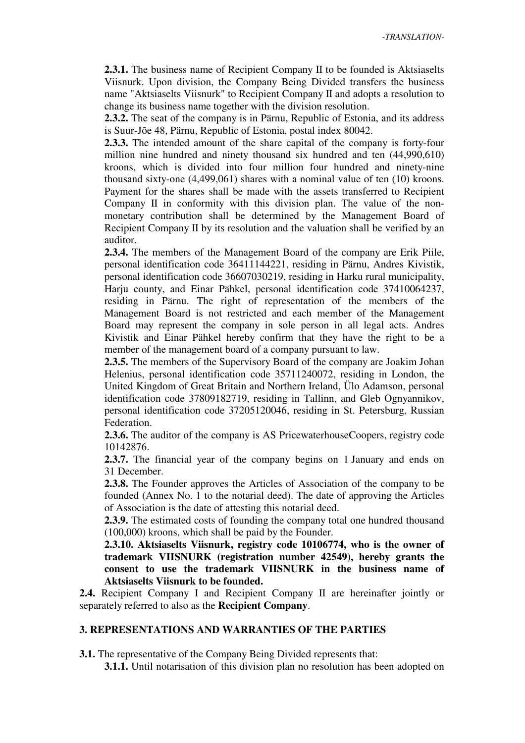**2.3.1.** The business name of Recipient Company II to be founded is Aktsiaselts Viisnurk. Upon division, the Company Being Divided transfers the business name "Aktsiaselts Viisnurk" to Recipient Company II and adopts a resolution to change its business name together with the division resolution.

**2.3.2.** The seat of the company is in Pärnu, Republic of Estonia, and its address is Suur-Jõe 48, Pärnu, Republic of Estonia, postal index 80042.

**2.3.3.** The intended amount of the share capital of the company is forty-four million nine hundred and ninety thousand six hundred and ten (44,990,610) kroons, which is divided into four million four hundred and ninety-nine thousand sixty-one (4,499,061) shares with a nominal value of ten (10) kroons. Payment for the shares shall be made with the assets transferred to Recipient Company II in conformity with this division plan. The value of the non-monetary contribution shall be determined by the Management Board of Recipient Company II by its resolution and the valuation shall be verified by an auditor.

**2.3.4.** The members of the Management Board of the company are Erik Piile, personal identification code 36411144221, residing in Pärnu, Andres Kivistik, personal identification code 36607030219, residing in Harku rural municipality, Harju county, and Einar Pähkel, personal identification code 37410064237, residing in Pärnu. The right of representation of the members of the Management Board is not restricted and each member of the Management Board may represent the company in sole person in all legal acts. Andres Kivistik and Einar Pähkel hereby confirm that they have the right to be a member of the management board of a company pursuant to law.

**2.3.5.** The members of the Supervisory Board of the company are Joakim Johan Helenius, personal identification code 35711240072, residing in London, the United Kingdom of Great Britain and Northern Ireland, Ülo Adamson, personal identification code 37809182719, residing in Tallinn, and Gleb Ognyannikov, personal identification code 37205120046, residing in St. Petersburg, Russian Federation.

**2.3.6.** The auditor of the company is AS PricewaterhouseCoopers, registry code 10142876.

**2.3.7.** The financial year of the company begins on 1 January and ends on 31 December.

**2.3.8.** The Founder approves the Articles of Association of the company to be founded (Annex No. 1 to the notarial deed). The date of approving the Articles of Association is the date of attesting this notarial deed.

**2.3.9.** The estimated costs of founding the company total one hundred thousand (100,000) kroons, which shall be paid by the Founder.

**2.3.10. Aktsiaselts Viisnurk, registry code 10106774, who is the owner of trademark VIISNURK (registration number 42549), hereby grants the consent to use the trademark VIISNURK in the business name of Aktsiaselts Viisnurk to be founded.**

**2.4.** Recipient Company I and Recipient Company II are hereinafter jointly or separately referred to also as the **Recipient Company**.

## 3. REPRESENTATIONS AND WARRANTIES OF THE PARTIES

**3.1.** The representative of the Company Being Divided represents that:

**3.1.1.** Until notarisation of this division plan no resolution has been adopted on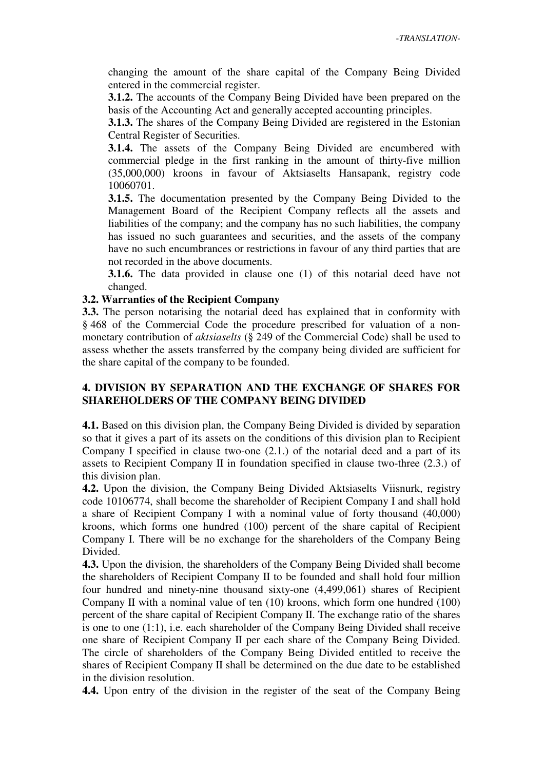changing the amount of the share capital of the Company Being Divided entered in the commercial register.

**3.1.2.** The accounts of the Company Being Divided have been prepared on the basis of the Accounting Act and generally accepted accounting principles.

**3.1.3.** The shares of the Company Being Divided are registered in the Estonian Central Register of Securities.

**3.1.4.** The assets of the Company Being Divided are encumbered with commercial pledge in the first ranking in the amount of thirty-five million (35,000,000) kroons in favour of Aktsiaselts Hansapank, registry code 10060701.

**3.1.5.** The documentation presented by the Company Being Divided to the Management Board of the Recipient Company reflects all the assets and liabilities of the company; and the company has no such liabilities, the company has issued no such guarantees and securities, and the assets of the company have no such encumbrances or restrictions in favour of any third parties that are not recorded in the above documents.

**3.1.6.** The data provided in clause one (1) of this notarial deed have not changed.

**3.2. Warranties of the Recipient Company**

**3.3.** The person notarising the notarial deed has explained that in conformity with § 468 of the Commercial Code the procedure prescribed for valuation of a non-monetary contribution of *aktsiaselts* (§ 249 of the Commercial Code) shall be used to assess whether the assets transferred by the company being divided are sufficient for the share capital of the company to be founded.

## 4. DIVISION BY SEPARATION AND THE EXCHANGE OF SHARES FOR SHAREHOLDERS OF THE COMPANY BEING DIVIDED

**4.1.** Based on this division plan, the Company Being Divided is divided by separation so that it gives a part of its assets on the conditions of this division plan to Recipient Company I specified in clause two-one (2.1.) of the notarial deed and a part of its assets to Recipient Company II in foundation specified in clause two-three (2.3.) of this division plan.

**4.2.** Upon the division, the Company Being Divided Aktsiaselts Viisnurk, registry code 10106774, shall become the shareholder of Recipient Company I and shall hold a share of Recipient Company I with a nominal value of forty thousand (40,000) kroons, which forms one hundred (100) percent of the share capital of Recipient Company I. There will be no exchange for the shareholders of the Company Being Divided.

**4.3.** Upon the division, the shareholders of the Company Being Divided shall become the shareholders of Recipient Company II to be founded and shall hold four million four hundred and ninety-nine thousand sixty-one (4,499,061) shares of Recipient Company II with a nominal value of ten (10) kroons, which form one hundred (100) percent of the share capital of Recipient Company II. The exchange ratio of the shares is one to one (1:1), i.e. each shareholder of the Company Being Divided shall receive one share of Recipient Company II per each share of the Company Being Divided. The circle of shareholders of the Company Being Divided entitled to receive the shares of Recipient Company II shall be determined on the due date to be established in the division resolution.

**4.4.** Upon entry of the division in the register of the seat of the Company Being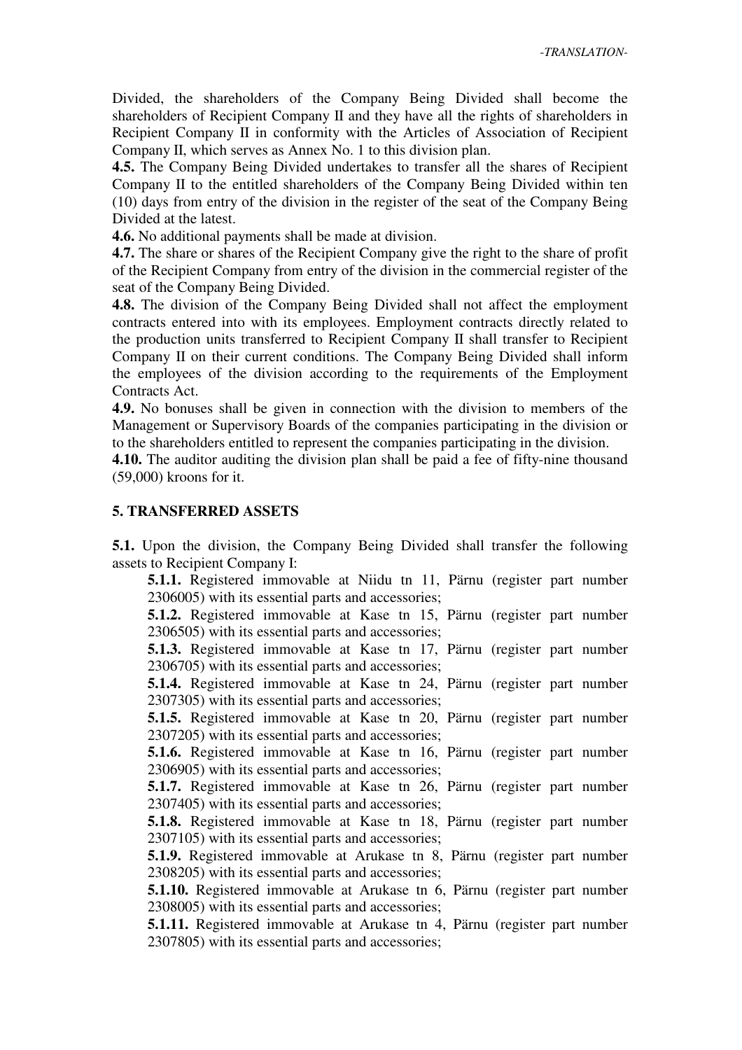Divided, the shareholders of the Company Being Divided shall become the shareholders of Recipient Company II and they have all the rights of shareholders in Recipient Company II in conformity with the Articles of Association of Recipient Company II, which serves as Annex No. 1 to this division plan.

**4.5.** The Company Being Divided undertakes to transfer all the shares of Recipient Company II to the entitled shareholders of the Company Being Divided within ten (10) days from entry of the division in the register of the seat of the Company Being Divided at the latest.

**4.6.** No additional payments shall be made at division.

**4.7.** The share or shares of the Recipient Company give the right to the share of profit of the Recipient Company from entry of the division in the commercial register of the seat of the Company Being Divided.

**4.8.** The division of the Company Being Divided shall not affect the employment contracts entered into with its employees. Employment contracts directly related to the production units transferred to Recipient Company II shall transfer to Recipient Company II on their current conditions. The Company Being Divided shall inform the employees of the division according to the requirements of the Employment Contracts Act.

**4.9.** No bonuses shall be given in connection with the division to members of the Management or Supervisory Boards of the companies participating in the division or to the shareholders entitled to represent the companies participating in the division.

**4.10.** The auditor auditing the division plan shall be paid a fee of fifty-nine thousand (59,000) kroons for it.

## 5. TRANSFERRED ASSETS

**5.1.** Upon the division, the Company Being Divided shall transfer the following assets to Recipient Company I:

**5.1.1.** Registered immovable at Niidu tn 11, Pärnu (register part number 2306005) with its essential parts and accessories;

**5.1.2.** Registered immovable at Kase tn 15, Pärnu (register part number 2306505) with its essential parts and accessories;

**5.1.3.** Registered immovable at Kase tn 17, Pärnu (register part number 2306705) with its essential parts and accessories;

**5.1.4.** Registered immovable at Kase tn 24, Pärnu (register part number 2307305) with its essential parts and accessories;

**5.1.5.** Registered immovable at Kase tn 20, Pärnu (register part number 2307205) with its essential parts and accessories;

**5.1.6.** Registered immovable at Kase tn 16, Pärnu (register part number 2306905) with its essential parts and accessories;

**5.1.7.** Registered immovable at Kase tn 26, Pärnu (register part number 2307405) with its essential parts and accessories;

**5.1.8.** Registered immovable at Kase tn 18, Pärnu (register part number 2307105) with its essential parts and accessories;

**5.1.9.** Registered immovable at Arukase tn 8, Pärnu (register part number 2308205) with its essential parts and accessories;

**5.1.10.** Registered immovable at Arukase tn 6, Pärnu (register part number 2308005) with its essential parts and accessories;

**5.1.11.** Registered immovable at Arukase tn 4, Pärnu (register part number 2307805) with its essential parts and accessories;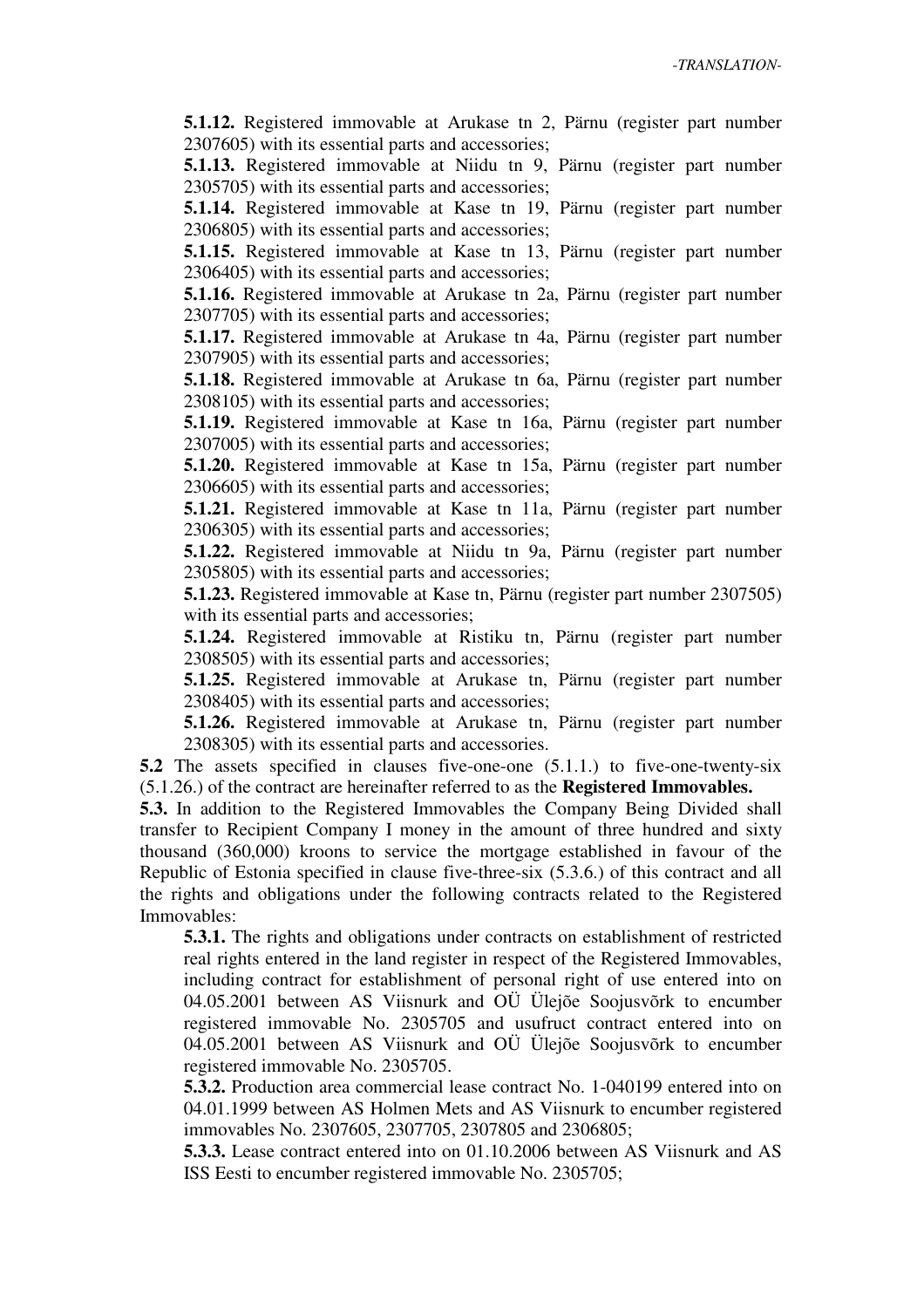**5.1.12.** Registered immovable at Arukase tn 2, Pärnu (register part number 2307605) with its essential parts and accessories;

**5.1.13.** Registered immovable at Niidu tn 9, Pärnu (register part number 2305705) with its essential parts and accessories;

**5.1.14.** Registered immovable at Kase tn 19, Pärnu (register part number 2306805) with its essential parts and accessories;

**5.1.15.** Registered immovable at Kase tn 13, Pärnu (register part number 2306405) with its essential parts and accessories;

**5.1.16.** Registered immovable at Arukase tn 2a, Pärnu (register part number 2307705) with its essential parts and accessories;

**5.1.17.** Registered immovable at Arukase tn 4a, Pärnu (register part number 2307905) with its essential parts and accessories;

**5.1.18.** Registered immovable at Arukase tn 6a, Pärnu (register part number 2308105) with its essential parts and accessories;

**5.1.19.** Registered immovable at Kase tn 16a, Pärnu (register part number 2307005) with its essential parts and accessories;

**5.1.20.** Registered immovable at Kase tn 15a, Pärnu (register part number 2306605) with its essential parts and accessories;

**5.1.21.** Registered immovable at Kase tn 11a, Pärnu (register part number 2306305) with its essential parts and accessories;

**5.1.22.** Registered immovable at Niidu tn 9a, Pärnu (register part number 2305805) with its essential parts and accessories;

**5.1.23.** Registered immovable at Kase tn, Pärnu (register part number 2307505) with its essential parts and accessories;

**5.1.24.** Registered immovable at Ristiku tn, Pärnu (register part number 2308505) with its essential parts and accessories;

**5.1.25.** Registered immovable at Arukase tn, Pärnu (register part number 2308405) with its essential parts and accessories;

**5.1.26.** Registered immovable at Arukase tn, Pärnu (register part number 2308305) with its essential parts and accessories.

**5.2** The assets specified in clauses five-one-one (5.1.1.) to five-one-twenty-six (5.1.26.) of the contract are hereinafter referred to as the **Registered Immovables.**

**5.3.** In addition to the Registered Immovables the Company Being Divided shall transfer to Recipient Company I money in the amount of three hundred and sixty thousand (360,000) kroons to service the mortgage established in favour of the Republic of Estonia specified in clause five-three-six (5.3.6.) of this contract and all the rights and obligations under the following contracts related to the Registered Immovables:

**5.3.1.** The rights and obligations under contracts on establishment of restricted real rights entered in the land register in respect of the Registered Immovables, including contract for establishment of personal right of use entered into on 04.05.2001 between AS Viisnurk and OÜ Ülejõe Soojusvõrk to encumber registered immovable No. 2305705 and usufruct contract entered into on 04.05.2001 between AS Viisnurk and OÜ Ülejõe Soojusvõrk to encumber registered immovable No. 2305705.

**5.3.2.** Production area commercial lease contract No. 1-040199 entered into on 04.01.1999 between AS Holmen Mets and AS Viisnurk to encumber registered immovables No. 2307605, 2307705, 2307805 and 2306805;

**5.3.3.** Lease contract entered into on 01.10.2006 between AS Viisnurk and AS ISS Eesti to encumber registered immovable No. 2305705;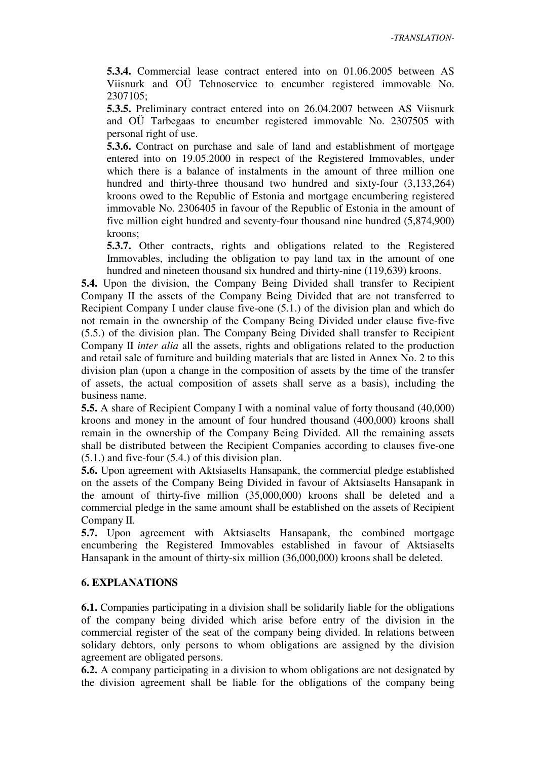**5.3.4.** Commercial lease contract entered into on 01.06.2005 between AS Viisnurk and OÜ Tehnoservice to encumber registered immovable No. 2307105;

**5.3.5.** Preliminary contract entered into on 26.04.2007 between AS Viisnurk and OÜ Tarbegaas to encumber registered immovable No. 2307505 with personal right of use.

**5.3.6.** Contract on purchase and sale of land and establishment of mortgage entered into on 19.05.2000 in respect of the Registered Immovables, under which there is a balance of instalments in the amount of three million one hundred and thirty-three thousand two hundred and sixty-four (3,133,264) kroons owed to the Republic of Estonia and mortgage encumbering registered immovable No. 2306405 in favour of the Republic of Estonia in the amount of five million eight hundred and seventy-four thousand nine hundred (5,874,900) kroons;

**5.3.7.** Other contracts, rights and obligations related to the Registered Immovables, including the obligation to pay land tax in the amount of one hundred and nineteen thousand six hundred and thirty-nine (119,639) kroons.

**5.4.** Upon the division, the Company Being Divided shall transfer to Recipient Company II the assets of the Company Being Divided that are not transferred to Recipient Company I under clause five-one (5.1.) of the division plan and which do not remain in the ownership of the Company Being Divided under clause five-five (5.5.) of the division plan. The Company Being Divided shall transfer to Recipient Company II *inter alia* all the assets, rights and obligations related to the production and retail sale of furniture and building materials that are listed in Annex No. 2 to this division plan (upon a change in the composition of assets by the time of the transfer of assets, the actual composition of assets shall serve as a basis), including the business name.

**5.5.** A share of Recipient Company I with a nominal value of forty thousand (40,000) kroons and money in the amount of four hundred thousand (400,000) kroons shall remain in the ownership of the Company Being Divided. All the remaining assets shall be distributed between the Recipient Companies according to clauses five-one (5.1.) and five-four (5.4.) of this division plan.

**5.6.** Upon agreement with Aktsiaselts Hansapank, the commercial pledge established on the assets of the Company Being Divided in favour of Aktsiaselts Hansapank in the amount of thirty-five million (35,000,000) kroons shall be deleted and a commercial pledge in the same amount shall be established on the assets of Recipient Company II.

**5.7.** Upon agreement with Aktsiaselts Hansapank, the combined mortgage encumbering the Registered Immovables established in favour of Aktsiaselts Hansapank in the amount of thirty-six million (36,000,000) kroons shall be deleted.

## 6. EXPLANATIONS

**6.1.** Companies participating in a division shall be solidarily liable for the obligations of the company being divided which arise before entry of the division in the commercial register of the seat of the company being divided. In relations between solidary debtors, only persons to whom obligations are assigned by the division agreement are obligated persons.

**6.2.** A company participating in a division to whom obligations are not designated by the division agreement shall be liable for the obligations of the company being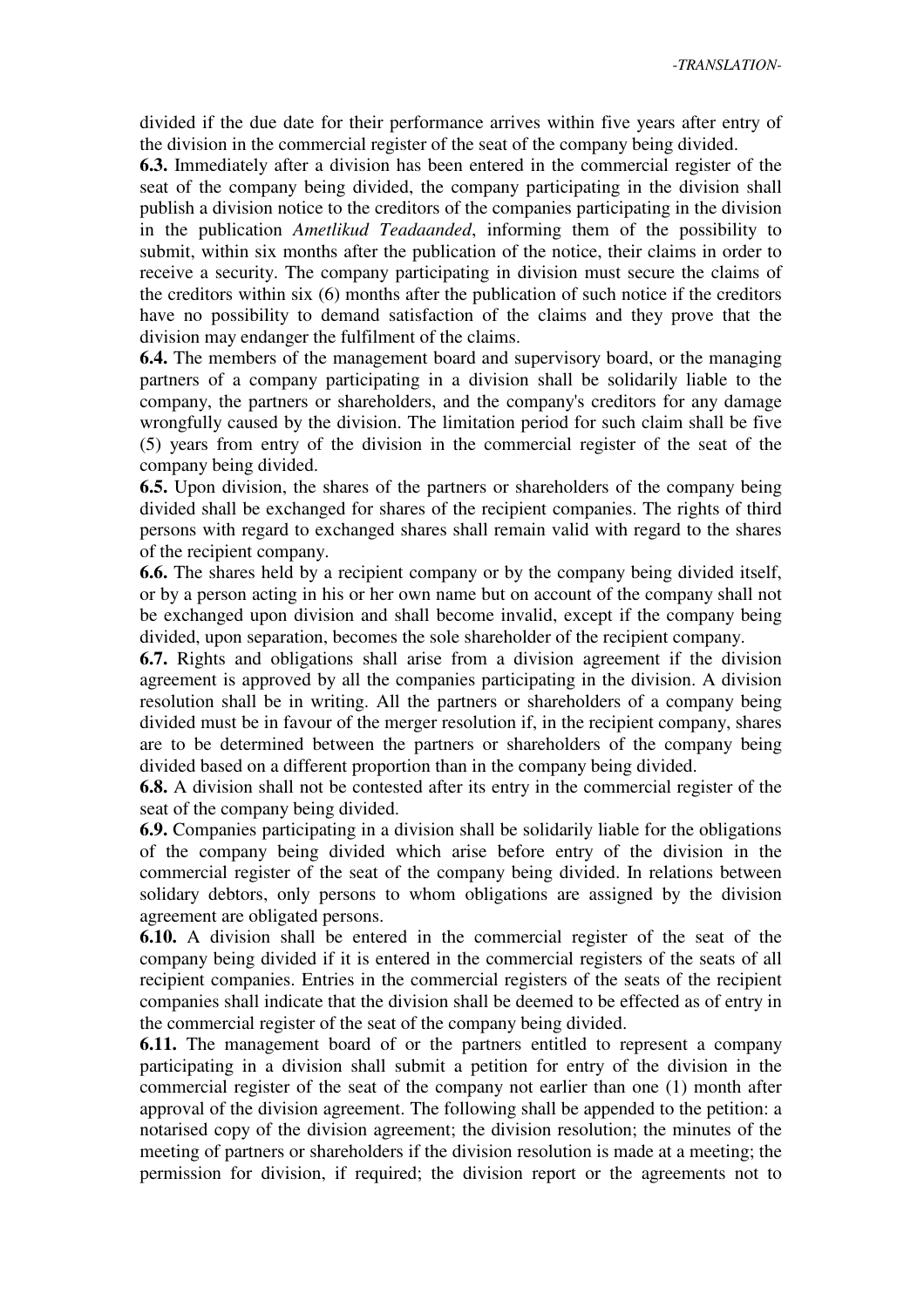divided if the due date for their performance arrives within five years after entry of the division in the commercial register of the seat of the company being divided.

**6.3.** Immediately after a division has been entered in the commercial register of the seat of the company being divided, the company participating in the division shall publish a division notice to the creditors of the companies participating in the division in the publication *Ametlikud Teadaanded*, informing them of the possibility to submit, within six months after the publication of the notice, their claims in order to receive a security. The company participating in division must secure the claims of the creditors within six (6) months after the publication of such notice if the creditors have no possibility to demand satisfaction of the claims and they prove that the division may endanger the fulfilment of the claims.

**6.4.** The members of the management board and supervisory board, or the managing partners of a company participating in a division shall be solidarily liable to the company, the partners or shareholders, and the company's creditors for any damage wrongfully caused by the division. The limitation period for such claim shall be five (5) years from entry of the division in the commercial register of the seat of the company being divided.

**6.5.** Upon division, the shares of the partners or shareholders of the company being divided shall be exchanged for shares of the recipient companies. The rights of third persons with regard to exchanged shares shall remain valid with regard to the shares of the recipient company.

**6.6.** The shares held by a recipient company or by the company being divided itself, or by a person acting in his or her own name but on account of the company shall not be exchanged upon division and shall become invalid, except if the company being divided, upon separation, becomes the sole shareholder of the recipient company.

**6.7.** Rights and obligations shall arise from a division agreement if the division agreement is approved by all the companies participating in the division. A division resolution shall be in writing. All the partners or shareholders of a company being divided must be in favour of the merger resolution if, in the recipient company, shares are to be determined between the partners or shareholders of the company being divided based on a different proportion than in the company being divided.

**6.8.** A division shall not be contested after its entry in the commercial register of the seat of the company being divided.

**6.9.** Companies participating in a division shall be solidarily liable for the obligations of the company being divided which arise before entry of the division in the commercial register of the seat of the company being divided. In relations between solidary debtors, only persons to whom obligations are assigned by the division agreement are obligated persons.

**6.10.** A division shall be entered in the commercial register of the seat of the company being divided if it is entered in the commercial registers of the seats of all recipient companies. Entries in the commercial registers of the seats of the recipient companies shall indicate that the division shall be deemed to be effected as of entry in the commercial register of the seat of the company being divided.

**6.11.** The management board of or the partners entitled to represent a company participating in a division shall submit a petition for entry of the division in the commercial register of the seat of the company not earlier than one (1) month after approval of the division agreement. The following shall be appended to the petition: a notarised copy of the division agreement; the division resolution; the minutes of the meeting of partners or shareholders if the division resolution is made at a meeting; the permission for division, if required; the division report or the agreements not to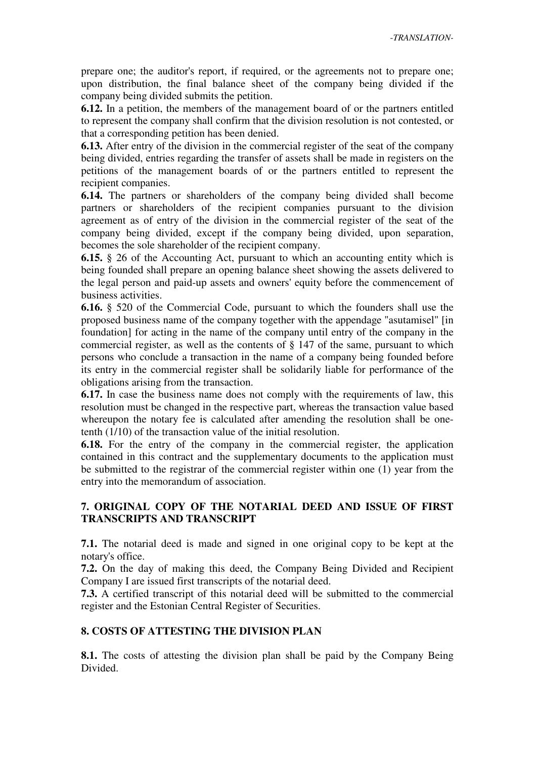prepare one; the auditor's report, if required, or the agreements not to prepare one; upon distribution, the final balance sheet of the company being divided if the company being divided submits the petition.

**6.12.** In a petition, the members of the management board of or the partners entitled to represent the company shall confirm that the division resolution is not contested, or that a corresponding petition has been denied.

**6.13.** After entry of the division in the commercial register of the seat of the company being divided, entries regarding the transfer of assets shall be made in registers on the petitions of the management boards of or the partners entitled to represent the recipient companies.

**6.14.** The partners or shareholders of the company being divided shall become partners or shareholders of the recipient companies pursuant to the division agreement as of entry of the division in the commercial register of the seat of the company being divided, except if the company being divided, upon separation, becomes the sole shareholder of the recipient company.

**6.15.** § 26 of the Accounting Act, pursuant to which an accounting entity which is being founded shall prepare an opening balance sheet showing the assets delivered to the legal person and paid-up assets and owners' equity before the commencement of business activities.

**6.16.** § 520 of the Commercial Code, pursuant to which the founders shall use the proposed business name of the company together with the appendage "asutamisel" [in foundation] for acting in the name of the company until entry of the company in the commercial register, as well as the contents of § 147 of the same, pursuant to which persons who conclude a transaction in the name of a company being founded before its entry in the commercial register shall be solidarily liable for performance of the obligations arising from the transaction.

**6.17.** In case the business name does not comply with the requirements of law, this resolution must be changed in the respective part, whereas the transaction value based whereupon the notary fee is calculated after amending the resolution shall be one-tenth (1/10) of the transaction value of the initial resolution.

**6.18.** For the entry of the company in the commercial register, the application contained in this contract and the supplementary documents to the application must be submitted to the registrar of the commercial register within one (1) year from the entry into the memorandum of association.

## 7. ORIGINAL COPY OF THE NOTARIAL DEED AND ISSUE OF FIRST TRANSCRIPTS AND TRANSCRIPT

**7.1.** The notarial deed is made and signed in one original copy to be kept at the notary's office.

**7.2.** On the day of making this deed, the Company Being Divided and Recipient Company I are issued first transcripts of the notarial deed.

**7.3.** A certified transcript of this notarial deed will be submitted to the commercial register and the Estonian Central Register of Securities.

## 8. COSTS OF ATTESTING THE DIVISION PLAN

**8.1.** The costs of attesting the division plan shall be paid by the Company Being Divided.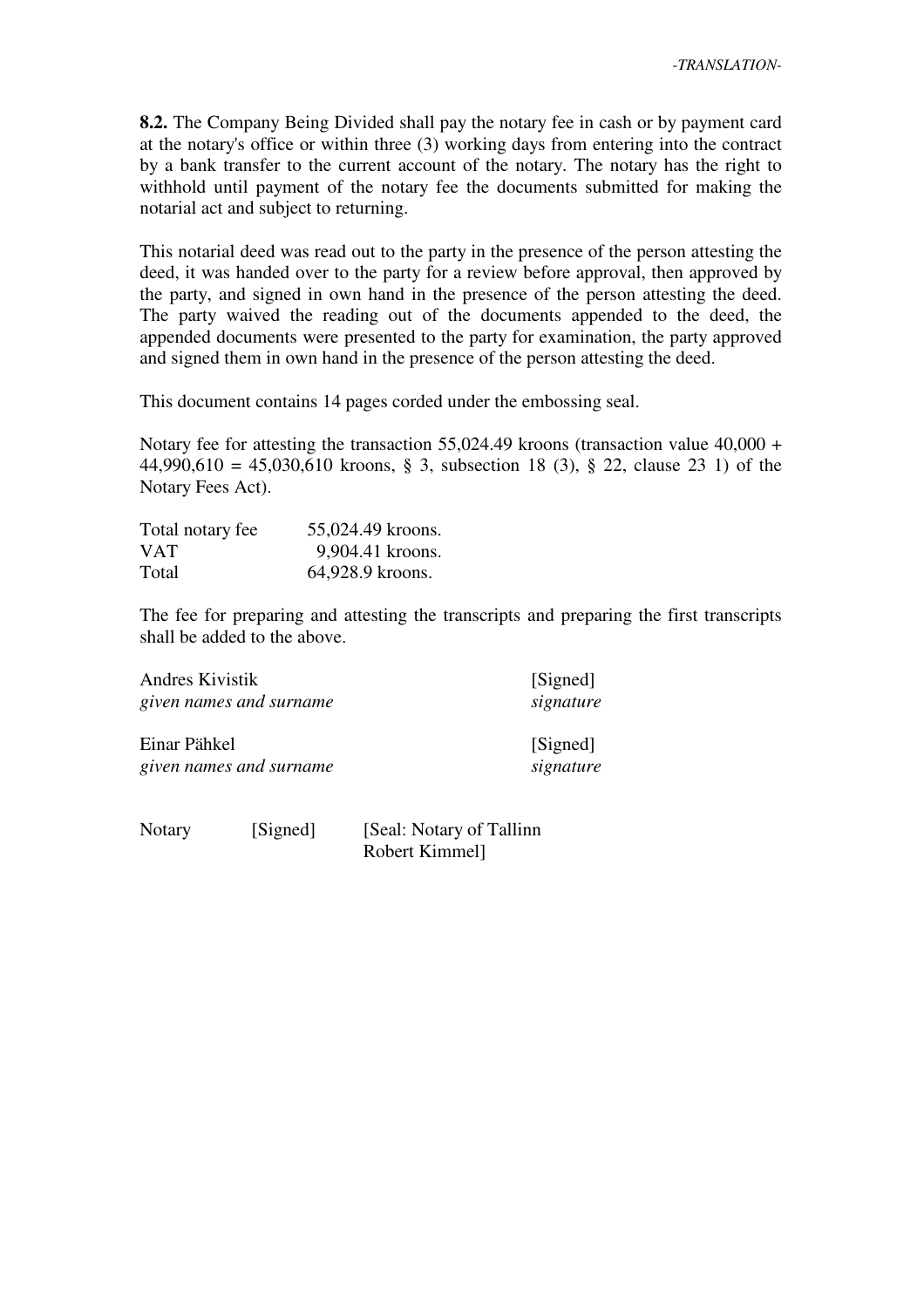**8.2.** The Company Being Divided shall pay the notary fee in cash or by payment card at the notary's office or within three (3) working days from entering into the contract by a bank transfer to the current account of the notary. The notary has the right to withhold until payment of the notary fee the documents submitted for making the notarial act and subject to returning.

This notarial deed was read out to the party in the presence of the person attesting the deed, it was handed over to the party for a review before approval, then approved by the party, and signed in own hand in the presence of the person attesting the deed. The party waived the reading out of the documents appended to the deed, the appended documents were presented to the party for examination, the party approved and signed them in own hand in the presence of the person attesting the deed.

This document contains 14 pages corded under the embossing seal.

Notary fee for attesting the transaction 55,024.49 kroons (transaction value 40,000 + 44,990,610 = 45,030,610 kroons, § 3, subsection 18 (3), § 22, clause 23 1) of the Notary Fees Act).

| | |
|---|---|
| Total notary fee | 55,024.49 kroons. |
| VAT | 9,904.41 kroons. |
| Total | 64,928.9 kroons. |

The fee for preparing and attesting the transcripts and preparing the first transcripts shall be added to the above.

| | |
|---|---|
| Andres Kivistik | [Signed] |
| *given names and surname* | *signature* |
| Einar Pähkel | [Signed] |
| *given names and surname* | *signature* |

Notary [Signed] [Seal: Notary of Tallinn Robert Kimmel]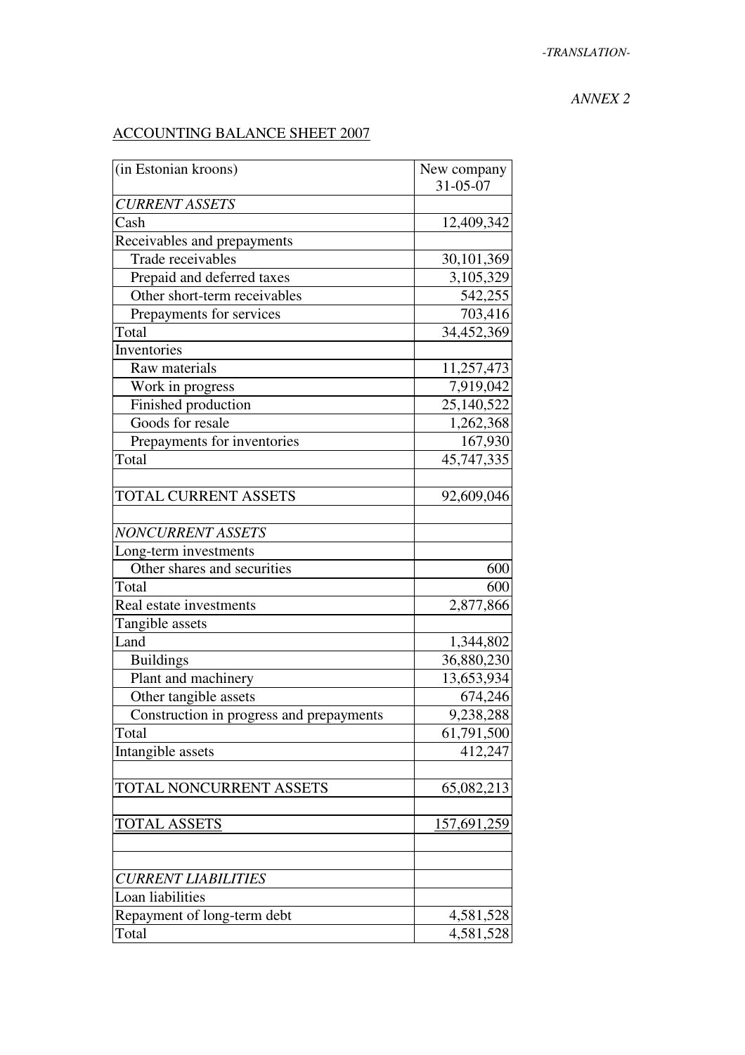*-TRANSLATION-*

*ANNEX 2*

ACCOUNTING BALANCE SHEET 2007

| (in Estonian kroons) | New company 31-05-07 |
|---|---|
| *CURRENT ASSETS* | |
| Cash | 12,409,342 |
| Receivables and prepayments | |
| Trade receivables | 30,101,369 |
| Prepaid and deferred taxes | 3,105,329 |
| Other short-term receivables | 542,255 |
| Prepayments for services | 703,416 |
| Total | 34,452,369 |
| Inventories | |
| Raw materials | 11,257,473 |
| Work in progress | 7,919,042 |
| Finished production | 25,140,522 |
| Goods for resale | 1,262,368 |
| Prepayments for inventories | 167,930 |
| Total | 45,747,335 |
| | |
| TOTAL CURRENT ASSETS | 92,609,046 |
| | |
| *NONCURRENT ASSETS* | |
| Long-term investments | |
| Other shares and securities | 600 |
| Total | 600 |
| Real estate investments | 2,877,866 |
| Tangible assets | |
| Land | 1,344,802 |
| Buildings | 36,880,230 |
| Plant and machinery | 13,653,934 |
| Other tangible assets | 674,246 |
| Construction in progress and prepayments | 9,238,288 |
| Total | 61,791,500 |
| Intangible assets | 412,247 |
| | |
| TOTAL NONCURRENT ASSETS | 65,082,213 |
| | |
| TOTAL ASSETS | 157,691,259 |
| | |
| | |
| *CURRENT LIABILITIES* | |
| Loan liabilities | |
| Repayment of long-term debt | 4,581,528 |
| Total | 4,581,528 |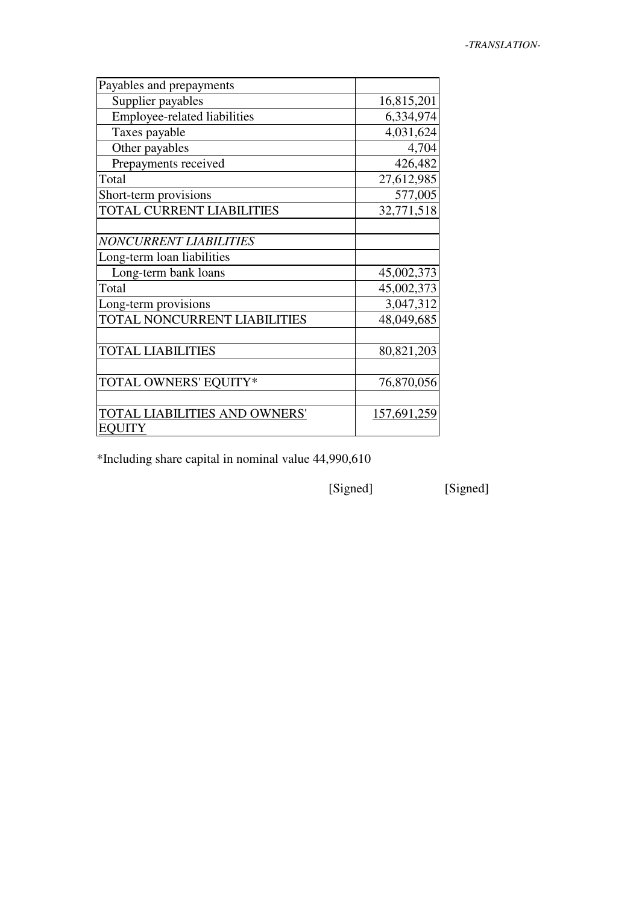-TRANSLATION-

| Payables and prepayments | |
|---|---|
| Supplier payables | 16,815,201 |
| Employee-related liabilities | 6,334,974 |
| Taxes payable | 4,031,624 |
| Other payables | 4,704 |
| Prepayments received | 426,482 |
| Total | 27,612,985 |
| Short-term provisions | 577,005 |
| TOTAL CURRENT LIABILITIES | 32,771,518 |
| | |
| *NONCURRENT LIABILITIES* | |
| Long-term loan liabilities | |
| Long-term bank loans | 45,002,373 |
| Total | 45,002,373 |
| Long-term provisions | 3,047,312 |
| TOTAL NONCURRENT LIABILITIES | 48,049,685 |
| | |
| TOTAL LIABILITIES | 80,821,203 |
| | |
| TOTAL OWNERS' EQUITY* | 76,870,056 |
| | |
| TOTAL LIABILITIES AND OWNERS' EQUITY | 157,691,259 |

*Including share capital in nominal value 44,990,610

[Signed] [Signed]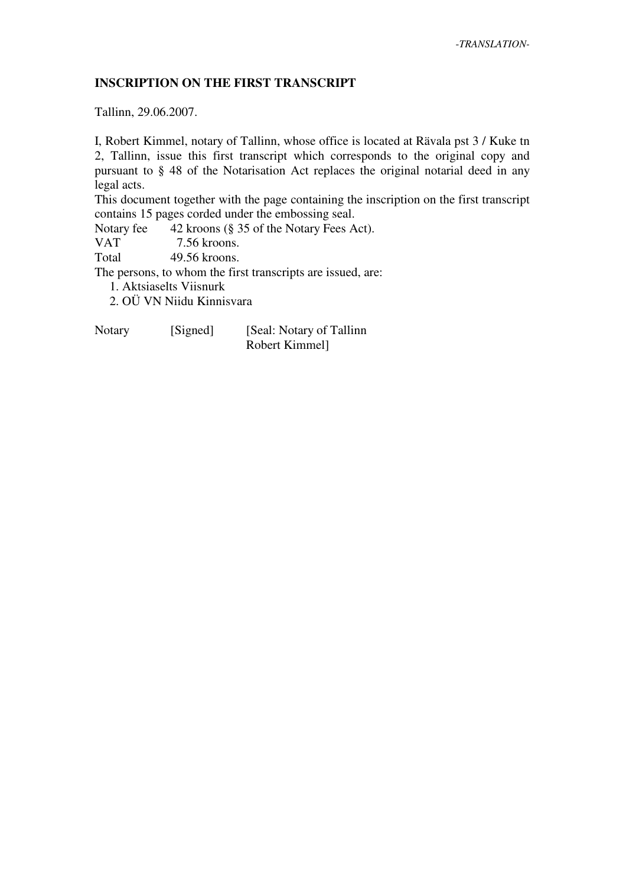*-TRANSLATION-*

**INSCRIPTION ON THE FIRST TRANSCRIPT**

Tallinn, 29.06.2007.

I, Robert Kimmel, notary of Tallinn, whose office is located at Rävala pst 3 / Kuke tn 2, Tallinn, issue this first transcript which corresponds to the original copy and pursuant to § 48 of the Notarisation Act replaces the original notarial deed in any legal acts.
This document together with the page containing the inscription on the first transcript contains 15 pages corded under the embossing seal.
Notary fee 42 kroons (§ 35 of the Notary Fees Act).
VAT 7.56 kroons.
Total 49.56 kroons.
The persons, to whom the first transcripts are issued, are:

1. Aktsiaselts Viisnurk
2. OÜ VN Niidu Kinnisvara

Notary [Signed] [Seal: Notary of Tallinn Robert Kimmel]